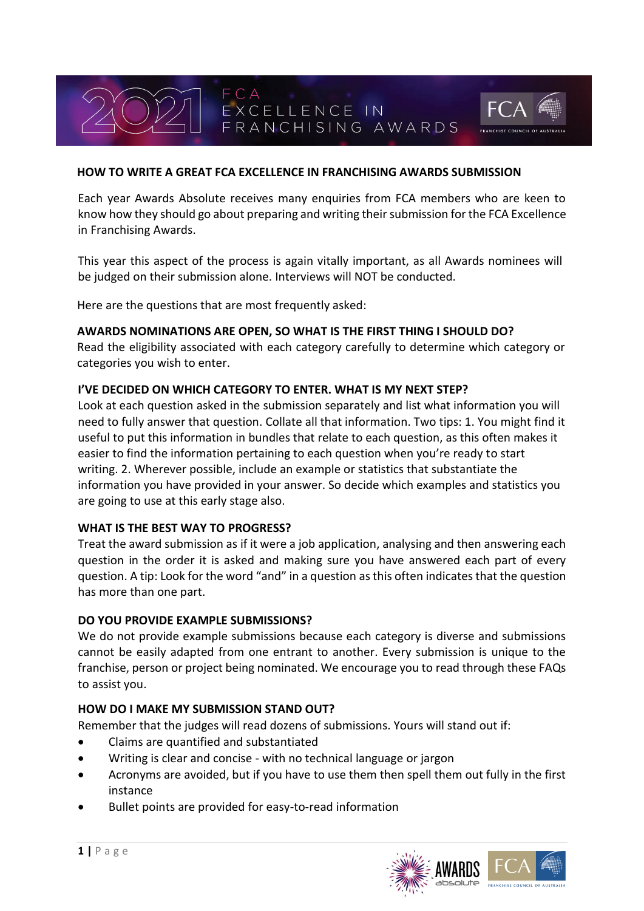# HOW TO WRITE A GREAT FCA EXCELLENCE IN FRANCHISING AWARDS SUBMISSION

Each year Awards Absolute receives many enquiries from FCA members who are keen to know how they should go about preparing and writing their submission for the FCA Excellence in Franchising Awards.

This year this aspect of the process is again vitally important, as all Awards nominees will be judged on their submission alone. Interviews will NOT be conducted.

Here are the questions that are most frequently asked:

## AWARDS NOMINATIONS ARE OPEN, SO WHAT IS THE FIRST THING I SHOULD DO?

Read the eligibility associated with each category carefully to determine which category or categories you wish to enter.

## I'VE DECIDED ON WHICH CATEGORY TO ENTER. WHAT IS MY NEXT STEP?

Look at each question asked in the submission separately and list what information you will need to fully answer that question. Collate all that information. Two tips: 1. You might find it useful to put this information in bundles that relate to each question, as this often makes it easier to find the information pertaining to each question when you're ready to start writing. 2. Wherever possible, include an example or statistics that substantiate the information you have provided in your answer. So decide which examples and statistics you are going to use at this early stage also.

## WHAT IS THE BEST WAY TO PROGRESS?

Treat the award submission as if it were a job application, analysing and then answering each question in the order it is asked and making sure you have answered each part of every question. A tip: Look for the word "and" in a question as this often indicates that the question has more than one part.

## DO YOU PROVIDE EXAMPLE SUBMISSIONS?

We do not provide example submissions because each category is diverse and submissions cannot be easily adapted from one entrant to another. Every submission is unique to the franchise, person or project being nominated. We encourage you to read through these FAQs to assist you.

## HOW DO I MAKE MY SUBMISSION STAND OUT?

Remember that the judges will read dozens of submissions. Yours will stand out if:

- Claims are quantified and substantiated
- Writing is clear and concise - with no technical language or jargon
- Acronyms are avoided, but if you have to use them then spell them out fully in the first instance
- Bullet points are provided for easy-to-read information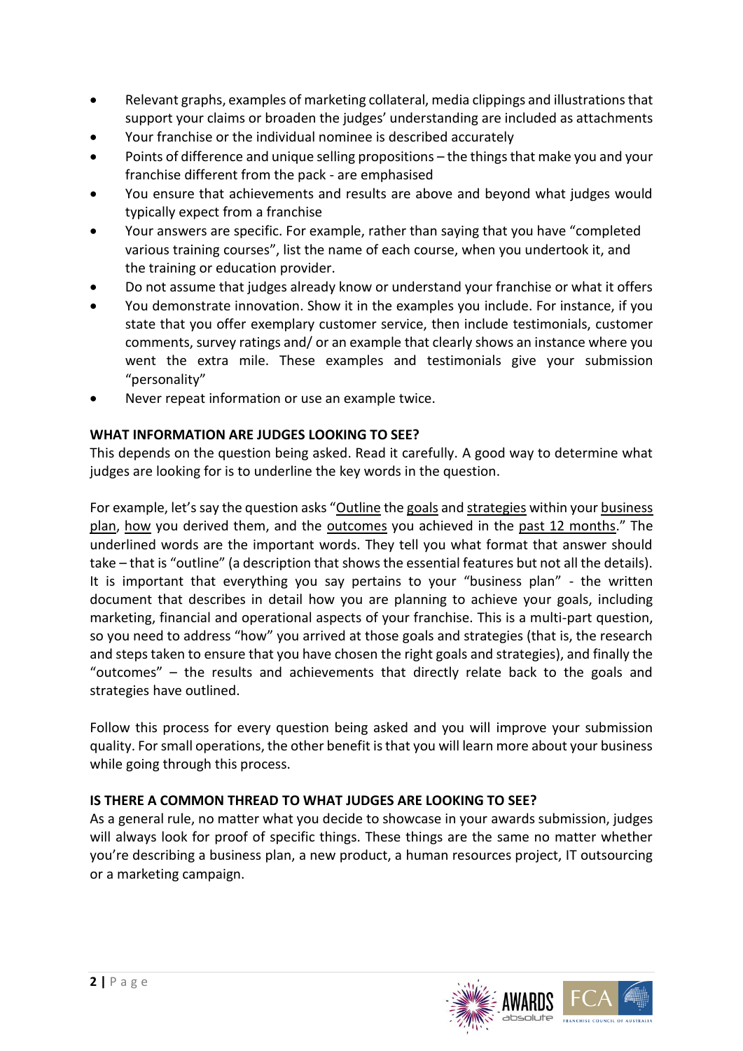- Relevant graphs, examples of marketing collateral, media clippings and illustrations that support your claims or broaden the judges' understanding are included as attachments
- Your franchise or the individual nominee is described accurately
- Points of difference and unique selling propositions – the things that make you and your franchise different from the pack - are emphasised
- You ensure that achievements and results are above and beyond what judges would typically expect from a franchise
- Your answers are specific. For example, rather than saying that you have "completed various training courses", list the name of each course, when you undertook it, and the training or education provider.
- Do not assume that judges already know or understand your franchise or what it offers
- You demonstrate innovation. Show it in the examples you include. For instance, if you state that you offer exemplary customer service, then include testimonials, customer comments, survey ratings and/ or an example that clearly shows an instance where you went the extra mile. These examples and testimonials give your submission "personality"
- Never repeat information or use an example twice.

**WHAT INFORMATION ARE JUDGES LOOKING TO SEE?**

This depends on the question being asked. Read it carefully. A good way to determine what judges are looking for is to underline the key words in the question.

For example, let's say the question asks "<u>Outline</u> the <u>goals</u> and <u>strategies</u> within your <u>business plan</u>, <u>how</u> you derived them, and the <u>outcomes</u> you achieved in the <u>past 12 months</u>." The underlined words are the important words. They tell you what format that answer should take – that is "outline" (a description that shows the essential features but not all the details). It is important that everything you say pertains to your "business plan" - the written document that describes in detail how you are planning to achieve your goals, including marketing, financial and operational aspects of your franchise. This is a multi-part question, so you need to address "how" you arrived at those goals and strategies (that is, the research and steps taken to ensure that you have chosen the right goals and strategies), and finally the "outcomes" – the results and achievements that directly relate back to the goals and strategies have outlined.

Follow this process for every question being asked and you will improve your submission quality. For small operations, the other benefit is that you will learn more about your business while going through this process.

**IS THERE A COMMON THREAD TO WHAT JUDGES ARE LOOKING TO SEE?**

As a general rule, no matter what you decide to showcase in your awards submission, judges will always look for proof of specific things. These things are the same no matter whether you're describing a business plan, a new product, a human resources project, IT outsourcing or a marketing campaign.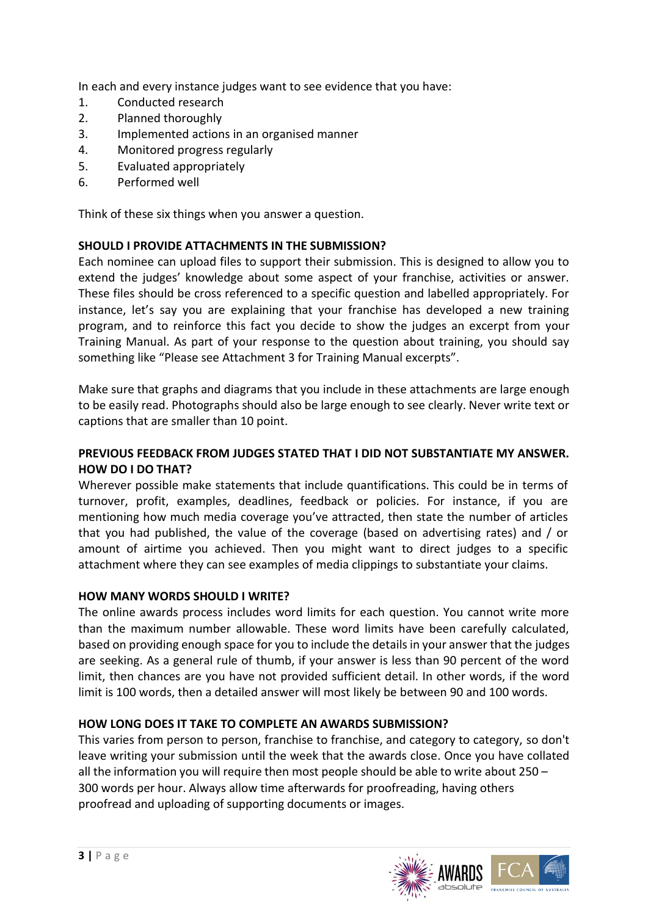In each and every instance judges want to see evidence that you have:

1. Conducted research
2. Planned thoroughly
3. Implemented actions in an organised manner
4. Monitored progress regularly
5. Evaluated appropriately
6. Performed well

Think of these six things when you answer a question.

**SHOULD I PROVIDE ATTACHMENTS IN THE SUBMISSION?**

Each nominee can upload files to support their submission. This is designed to allow you to extend the judges' knowledge about some aspect of your franchise, activities or answer. These files should be cross referenced to a specific question and labelled appropriately. For instance, let's say you are explaining that your franchise has developed a new training program, and to reinforce this fact you decide to show the judges an excerpt from your Training Manual. As part of your response to the question about training, you should say something like "Please see Attachment 3 for Training Manual excerpts".

Make sure that graphs and diagrams that you include in these attachments are large enough to be easily read. Photographs should also be large enough to see clearly. Never write text or captions that are smaller than 10 point.

**PREVIOUS FEEDBACK FROM JUDGES STATED THAT I DID NOT SUBSTANTIATE MY ANSWER. HOW DO I DO THAT?**

Wherever possible make statements that include quantifications. This could be in terms of turnover, profit, examples, deadlines, feedback or policies. For instance, if you are mentioning how much media coverage you've attracted, then state the number of articles that you had published, the value of the coverage (based on advertising rates) and / or amount of airtime you achieved. Then you might want to direct judges to a specific attachment where they can see examples of media clippings to substantiate your claims.

**HOW MANY WORDS SHOULD I WRITE?**

The online awards process includes word limits for each question. You cannot write more than the maximum number allowable. These word limits have been carefully calculated, based on providing enough space for you to include the details in your answer that the judges are seeking. As a general rule of thumb, if your answer is less than 90 percent of the word limit, then chances are you have not provided sufficient detail. In other words, if the word limit is 100 words, then a detailed answer will most likely be between 90 and 100 words.

**HOW LONG DOES IT TAKE TO COMPLETE AN AWARDS SUBMISSION?**

This varies from person to person, franchise to franchise, and category to category, so don't leave writing your submission until the week that the awards close. Once you have collated all the information you will require then most people should be able to write about 250 – 300 words per hour. Always allow time afterwards for proofreading, having others proofread and uploading of supporting documents or images.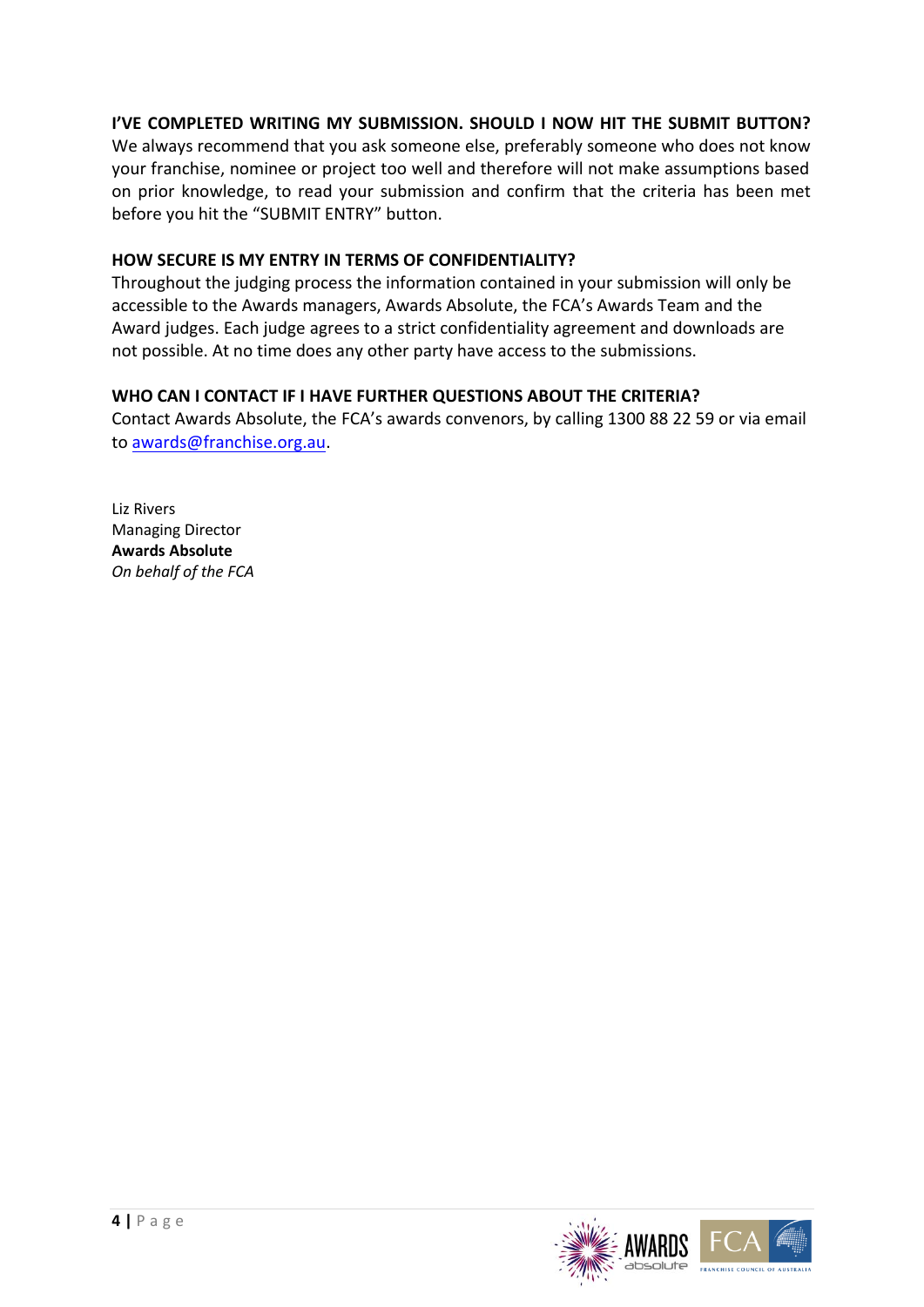**I'VE COMPLETED WRITING MY SUBMISSION. SHOULD I NOW HIT THE SUBMIT BUTTON?**

We always recommend that you ask someone else, preferably someone who does not know your franchise, nominee or project too well and therefore will not make assumptions based on prior knowledge, to read your submission and confirm that the criteria has been met before you hit the "SUBMIT ENTRY" button.

**HOW SECURE IS MY ENTRY IN TERMS OF CONFIDENTIALITY?**

Throughout the judging process the information contained in your submission will only be accessible to the Awards managers, Awards Absolute, the FCA's Awards Team and the Award judges. Each judge agrees to a strict confidentiality agreement and downloads are not possible. At no time does any other party have access to the submissions.

**WHO CAN I CONTACT IF I HAVE FURTHER QUESTIONS ABOUT THE CRITERIA?**

Contact Awards Absolute, the FCA's awards convenors, by calling 1300 88 22 59 or via email to awards@franchise.org.au.

Liz Rivers
Managing Director
**Awards Absolute**
*On behalf of the FCA*